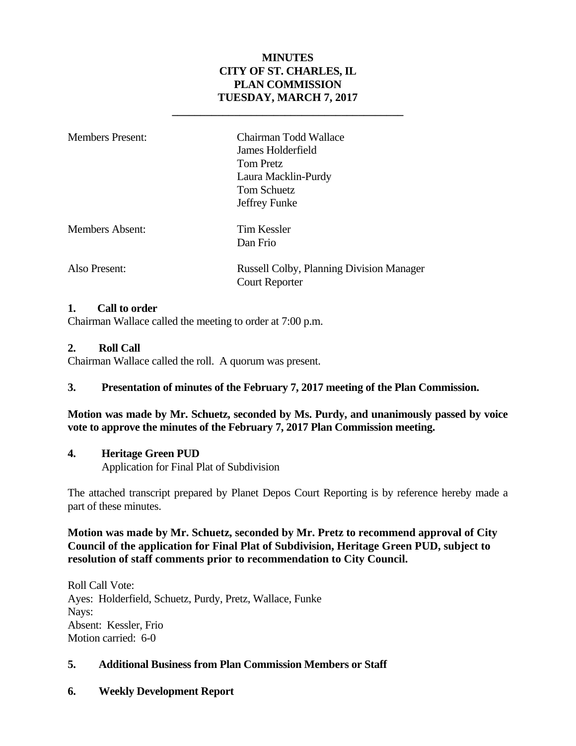**MINUTES**
**CITY OF ST. CHARLES, IL**
**PLAN COMMISSION**
**TUESDAY, MARCH 7, 2017**

---

| | |
|---|---|
| Members Present: | Chairman Todd Wallace<br>James Holderfield<br>Tom Pretz<br>Laura Macklin-Purdy<br>Tom Schuetz<br>Jeffrey Funke |
| Members Absent: | Tim Kessler<br>Dan Frio |
| Also Present: | Russell Colby, Planning Division Manager<br>Court Reporter |

**1. Call to order**
Chairman Wallace called the meeting to order at 7:00 p.m.

**2. Roll Call**
Chairman Wallace called the roll. A quorum was present.

**3. Presentation of minutes of the February 7, 2017 meeting of the Plan Commission.**

**Motion was made by Mr. Schuetz, seconded by Ms. Purdy, and unanimously passed by voice vote to approve the minutes of the February 7, 2017 Plan Commission meeting.**

**4. Heritage Green PUD**
Application for Final Plat of Subdivision

The attached transcript prepared by Planet Depos Court Reporting is by reference hereby made a part of these minutes.

**Motion was made by Mr. Schuetz, seconded by Mr. Pretz to recommend approval of City Council of the application for Final Plat of Subdivision, Heritage Green PUD, subject to resolution of staff comments prior to recommendation to City Council.**

Roll Call Vote:
Ayes: Holderfield, Schuetz, Purdy, Pretz, Wallace, Funke
Nays:
Absent: Kessler, Frio
Motion carried: 6-0

**5. Additional Business from Plan Commission Members or Staff**

**6. Weekly Development Report**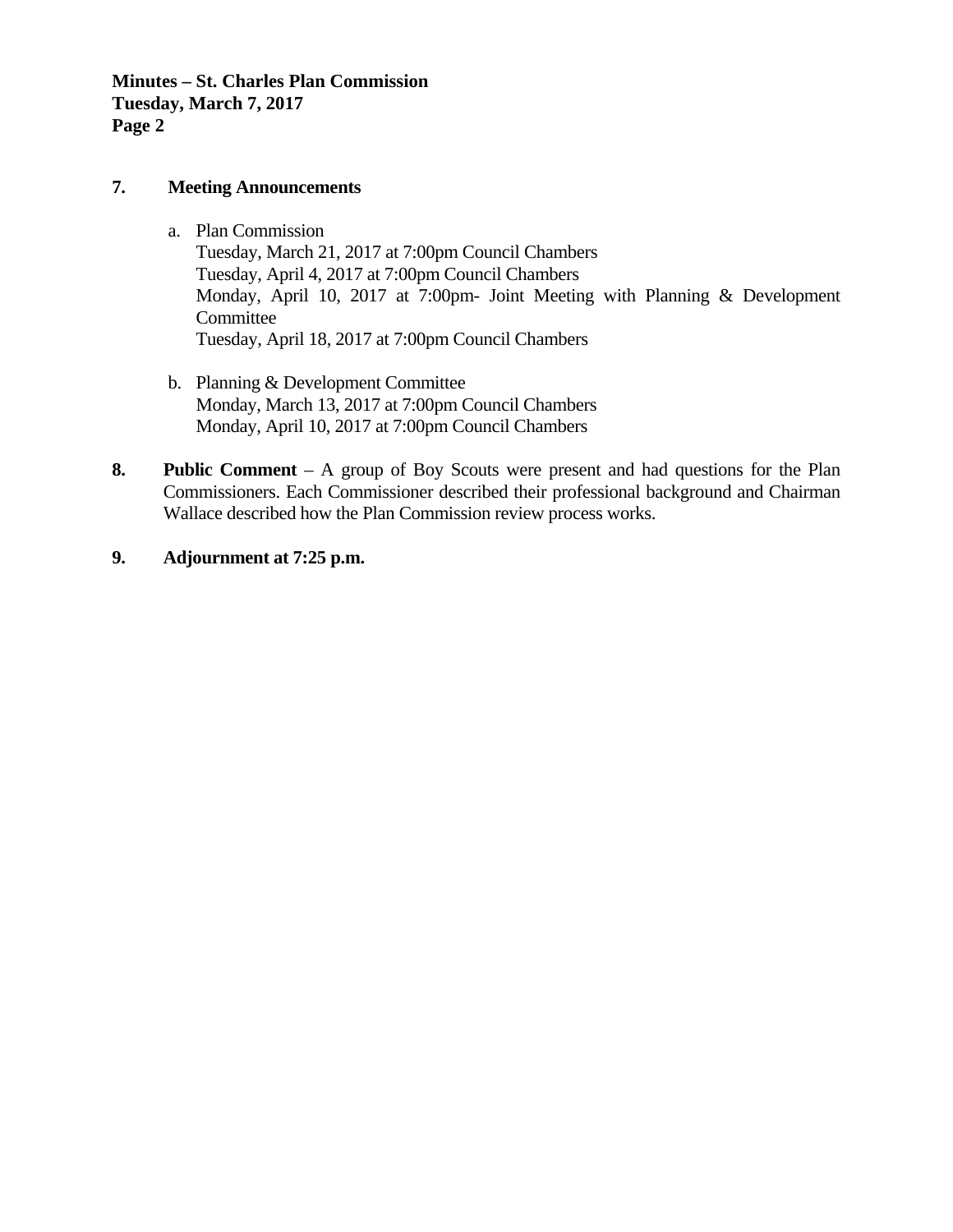**7. Meeting Announcements**

a. Plan Commission
   Tuesday, March 21, 2017 at 7:00pm Council Chambers
   Tuesday, April 4, 2017 at 7:00pm Council Chambers
   Monday, April 10, 2017 at 7:00pm- Joint Meeting with Planning & Development Committee
   Tuesday, April 18, 2017 at 7:00pm Council Chambers

b. Planning & Development Committee
   Monday, March 13, 2017 at 7:00pm Council Chambers
   Monday, April 10, 2017 at 7:00pm Council Chambers

**8. Public Comment** – A group of Boy Scouts were present and had questions for the Plan Commissioners. Each Commissioner described their professional background and Chairman Wallace described how the Plan Commission review process works.

**9. Adjournment at 7:25 p.m.**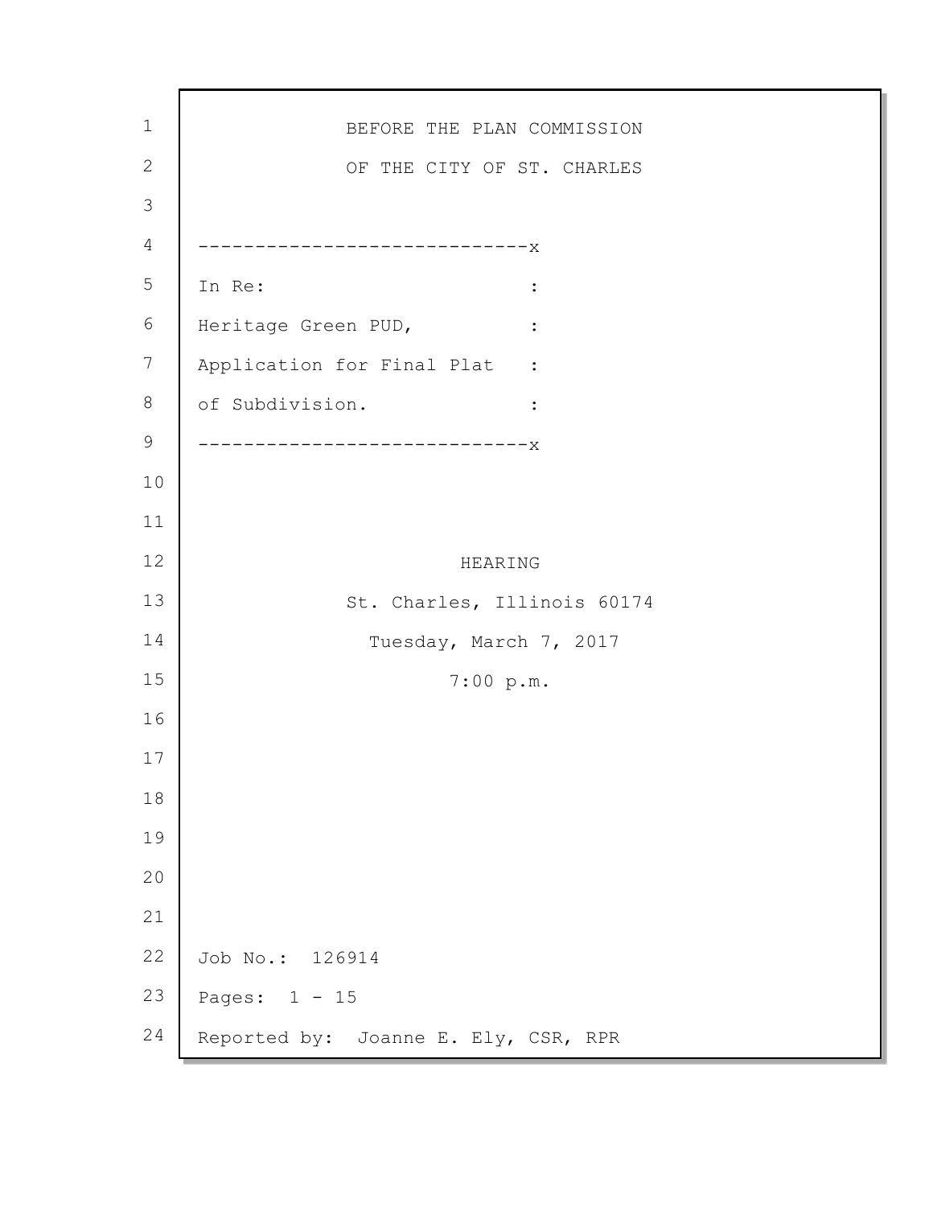BEFORE THE PLAN COMMISSION

OF THE CITY OF ST. CHARLES

```
------------------------------x
In Re:                        :
Heritage Green PUD,           :
Application for Final Plat    :
of Subdivision.               :
------------------------------x
```

HEARING

St. Charles, Illinois 60174

Tuesday, March 7, 2017

7:00 p.m.

Job No.: 126914

Pages: 1 - 15

Reported by: Joanne E. Ely, CSR, RPR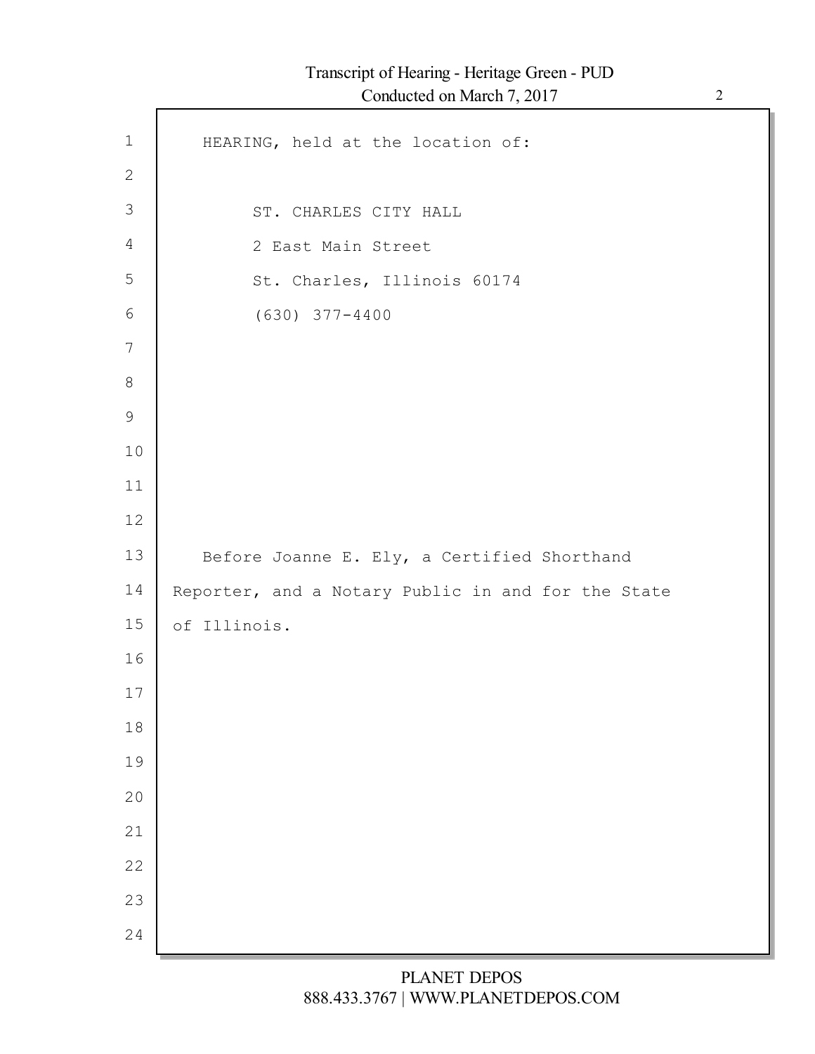HEARING, held at the location of:

ST. CHARLES CITY HALL
2 East Main Street
St. Charles, Illinois 60174
(630) 377-4400

Before Joanne E. Ely, a Certified Shorthand Reporter, and a Notary Public in and for the State of Illinois.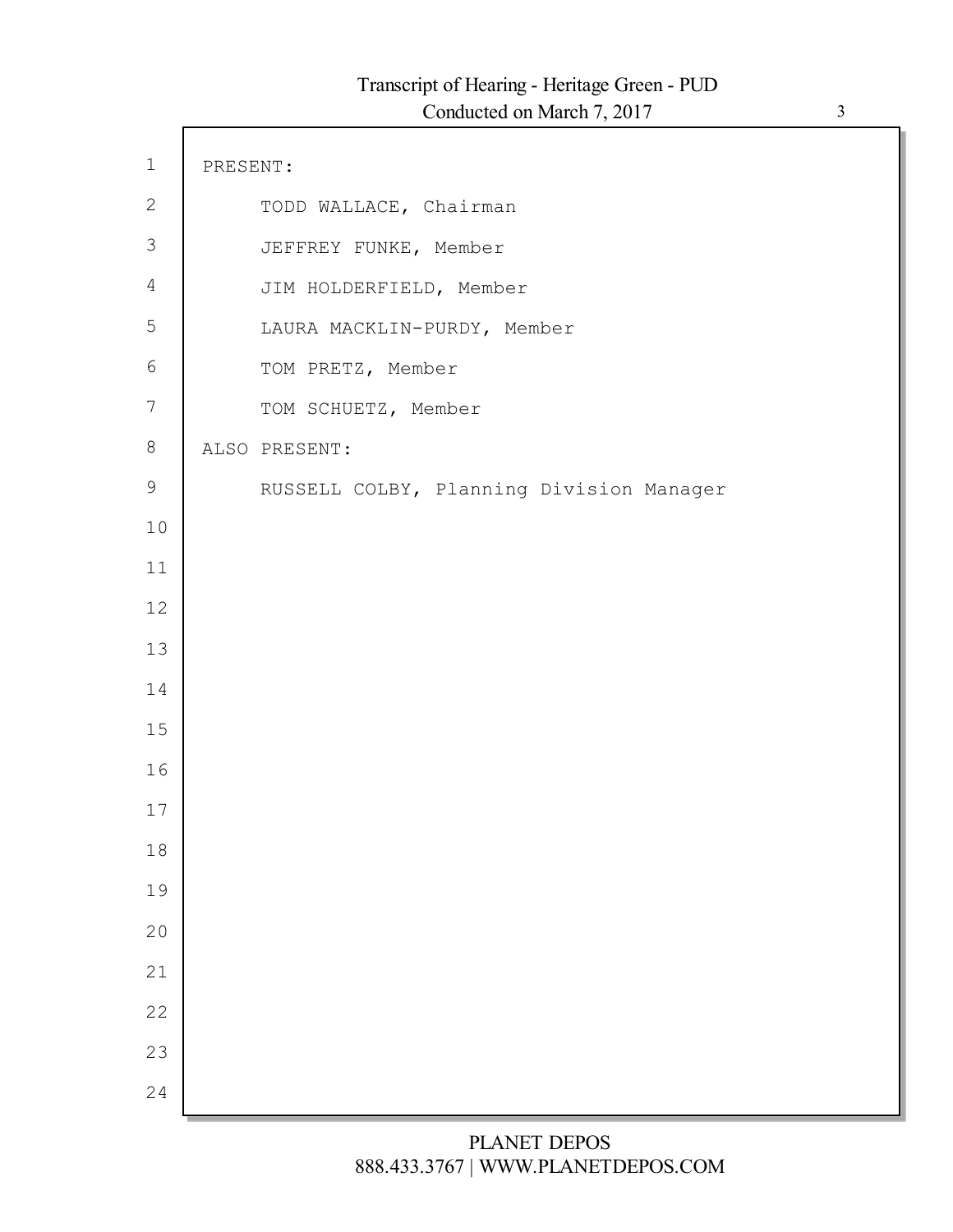PRESENT:

TODD WALLACE, Chairman

JEFFREY FUNKE, Member

JIM HOLDERFIELD, Member

LAURA MACKLIN-PURDY, Member

TOM PRETZ, Member

TOM SCHUETZ, Member

ALSO PRESENT:

RUSSELL COLBY, Planning Division Manager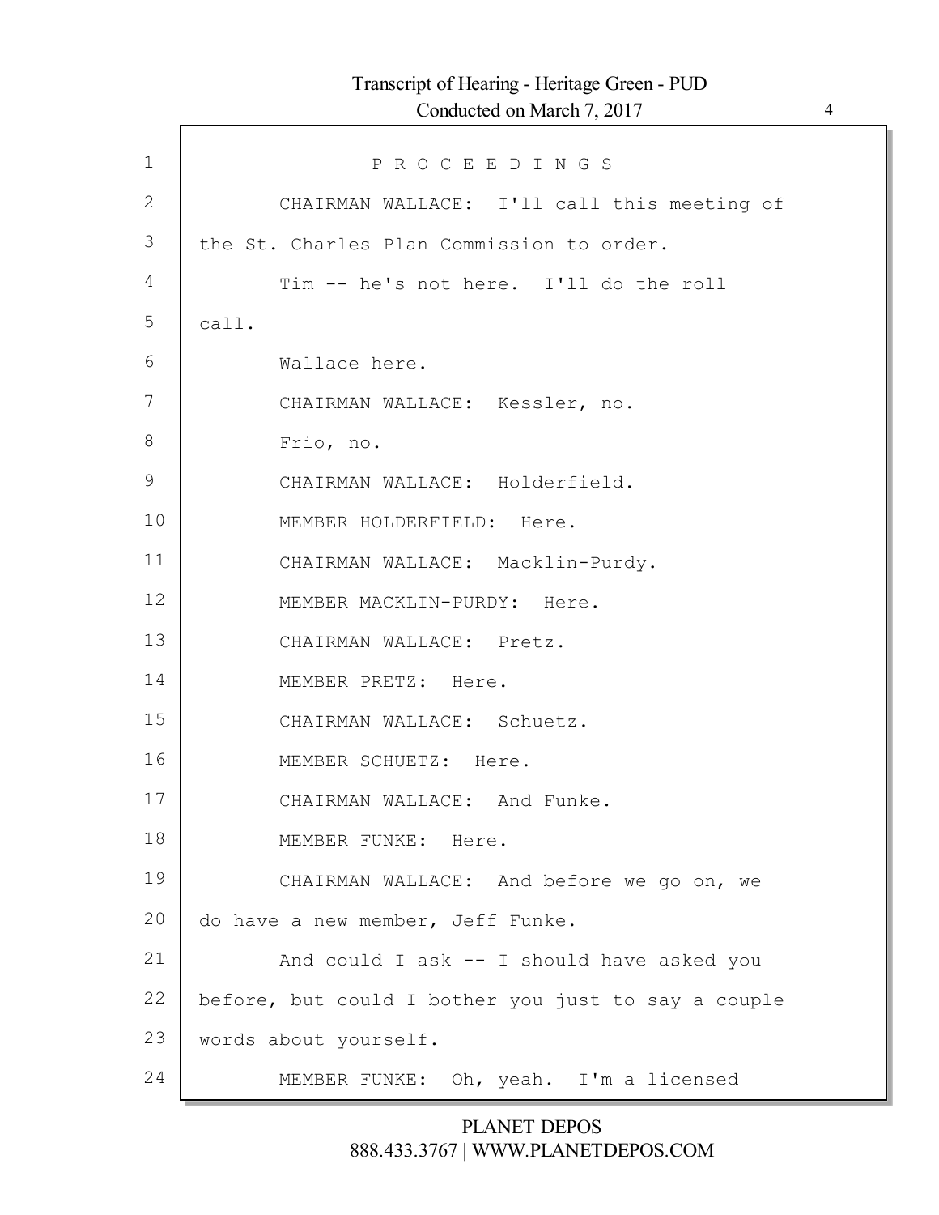P R O C E E D I N G S

CHAIRMAN WALLACE: I'll call this meeting of the St. Charles Plan Commission to order.

Tim -- he's not here. I'll do the roll call.

Wallace here.

CHAIRMAN WALLACE: Kessler, no.

Frio, no.

CHAIRMAN WALLACE: Holderfield.

MEMBER HOLDERFIELD: Here.

CHAIRMAN WALLACE: Macklin-Purdy.

MEMBER MACKLIN-PURDY: Here.

CHAIRMAN WALLACE: Pretz.

MEMBER PRETZ: Here.

CHAIRMAN WALLACE: Schuetz.

MEMBER SCHUETZ: Here.

CHAIRMAN WALLACE: And Funke.

MEMBER FUNKE: Here.

CHAIRMAN WALLACE: And before we go on, we do have a new member, Jeff Funke.

And could I ask -- I should have asked you before, but could I bother you just to say a couple words about yourself.

MEMBER FUNKE: Oh, yeah. I'm a licensed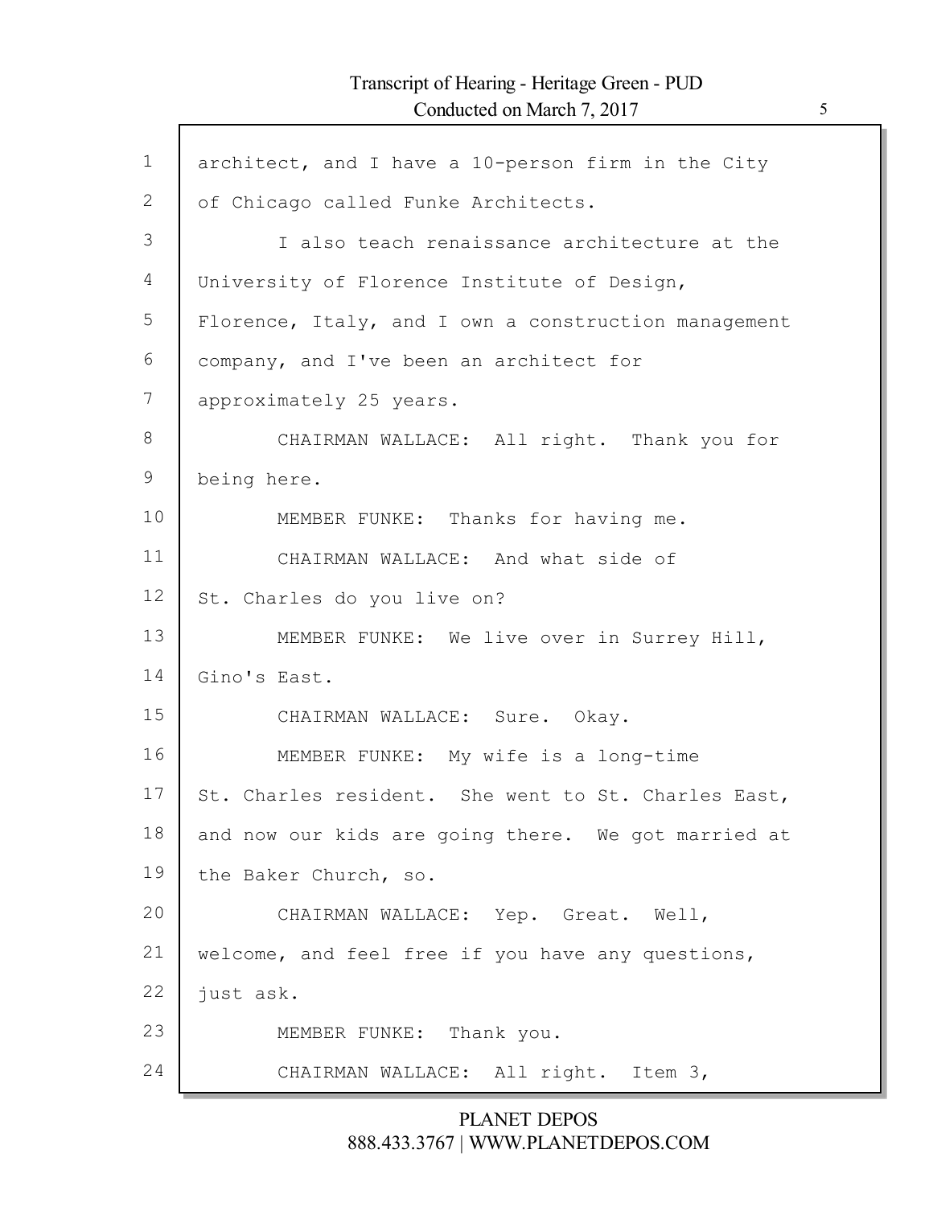architect, and I have a 10-person firm in the City of Chicago called Funke Architects.

I also teach renaissance architecture at the University of Florence Institute of Design, Florence, Italy, and I own a construction management company, and I've been an architect for approximately 25 years.

CHAIRMAN WALLACE: All right. Thank you for being here.

MEMBER FUNKE: Thanks for having me.

CHAIRMAN WALLACE: And what side of St. Charles do you live on?

MEMBER FUNKE: We live over in Surrey Hill, Gino's East.

CHAIRMAN WALLACE: Sure. Okay.

MEMBER FUNKE: My wife is a long-time St. Charles resident. She went to St. Charles East, and now our kids are going there. We got married at the Baker Church, so.

CHAIRMAN WALLACE: Yep. Great. Well, welcome, and feel free if you have any questions, just ask.

MEMBER FUNKE: Thank you.

CHAIRMAN WALLACE: All right. Item 3,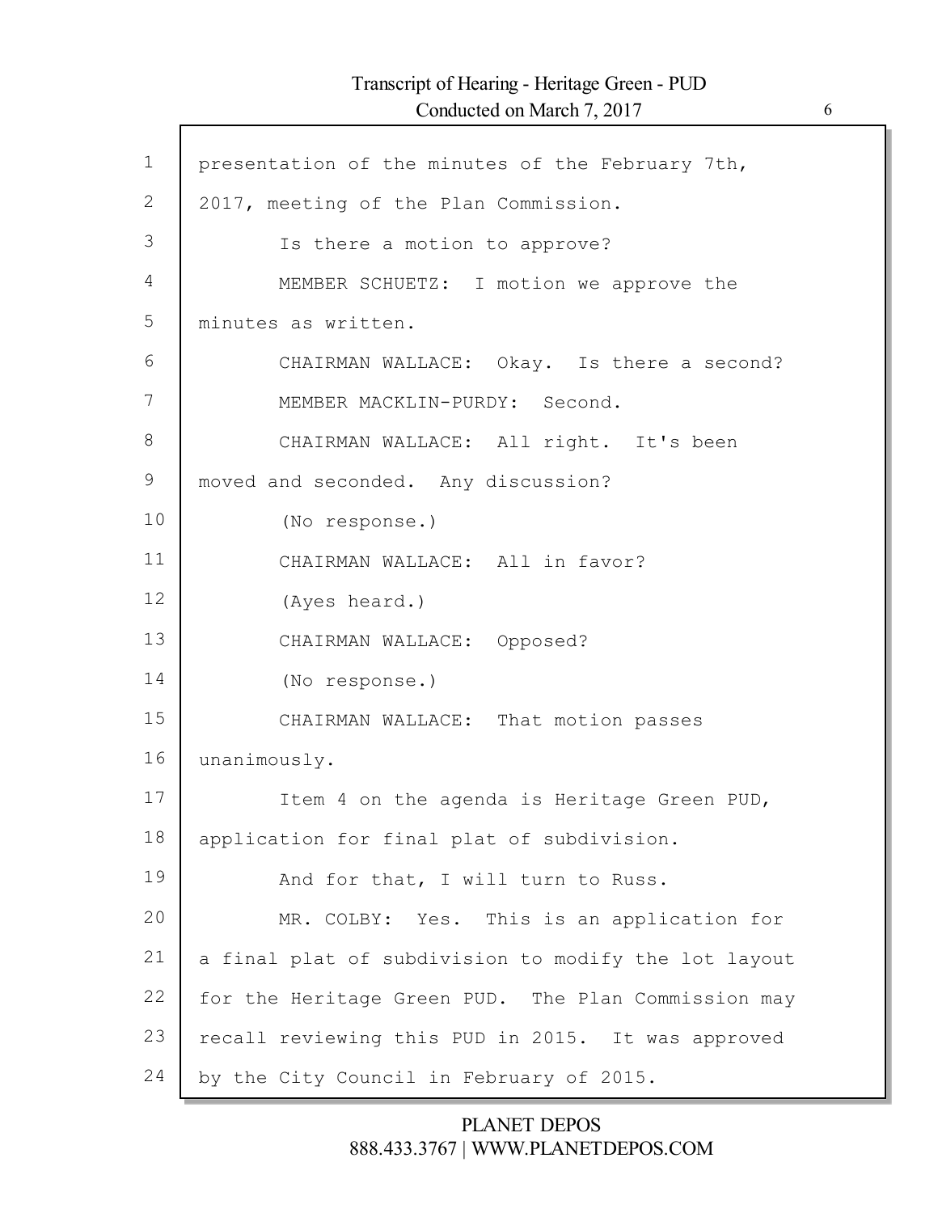presentation of the minutes of the February 7th, 2017, meeting of the Plan Commission.

Is there a motion to approve?

MEMBER SCHUETZ: I motion we approve the minutes as written.

CHAIRMAN WALLACE: Okay. Is there a second?

MEMBER MACKLIN-PURDY: Second.

CHAIRMAN WALLACE: All right. It's been moved and seconded. Any discussion?

(No response.)

CHAIRMAN WALLACE: All in favor?

(Ayes heard.)

CHAIRMAN WALLACE: Opposed?

(No response.)

CHAIRMAN WALLACE: That motion passes unanimously.

Item 4 on the agenda is Heritage Green PUD, application for final plat of subdivision.

And for that, I will turn to Russ.

MR. COLBY: Yes. This is an application for a final plat of subdivision to modify the lot layout for the Heritage Green PUD. The Plan Commission may recall reviewing this PUD in 2015. It was approved by the City Council in February of 2015.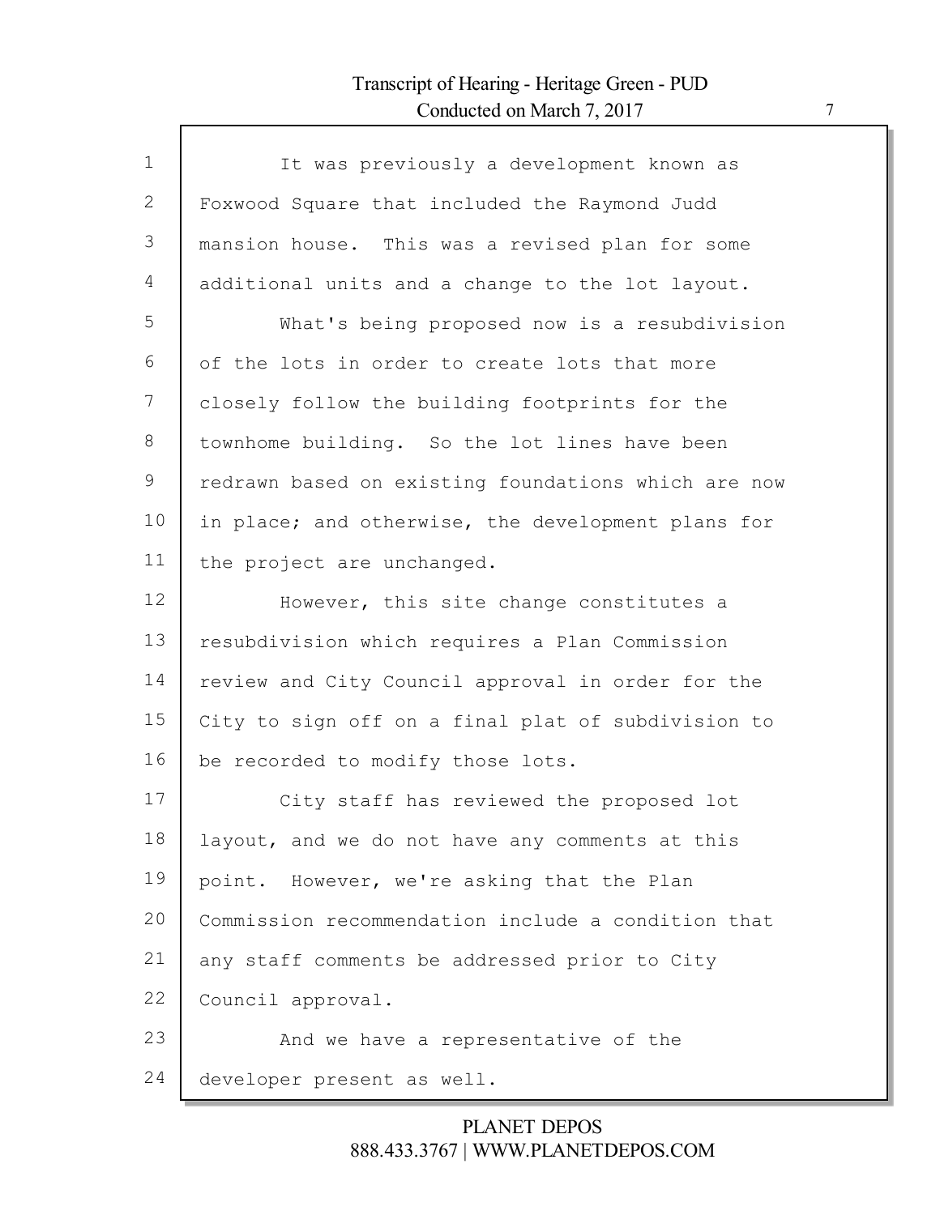It was previously a development known as Foxwood Square that included the Raymond Judd mansion house. This was a revised plan for some additional units and a change to the lot layout.

What's being proposed now is a resubdivision of the lots in order to create lots that more closely follow the building footprints for the townhome building. So the lot lines have been redrawn based on existing foundations which are now in place; and otherwise, the development plans for the project are unchanged.

However, this site change constitutes a resubdivision which requires a Plan Commission review and City Council approval in order for the City to sign off on a final plat of subdivision to be recorded to modify those lots.

City staff has reviewed the proposed lot layout, and we do not have any comments at this point. However, we're asking that the Plan Commission recommendation include a condition that any staff comments be addressed prior to City Council approval.

And we have a representative of the developer present as well.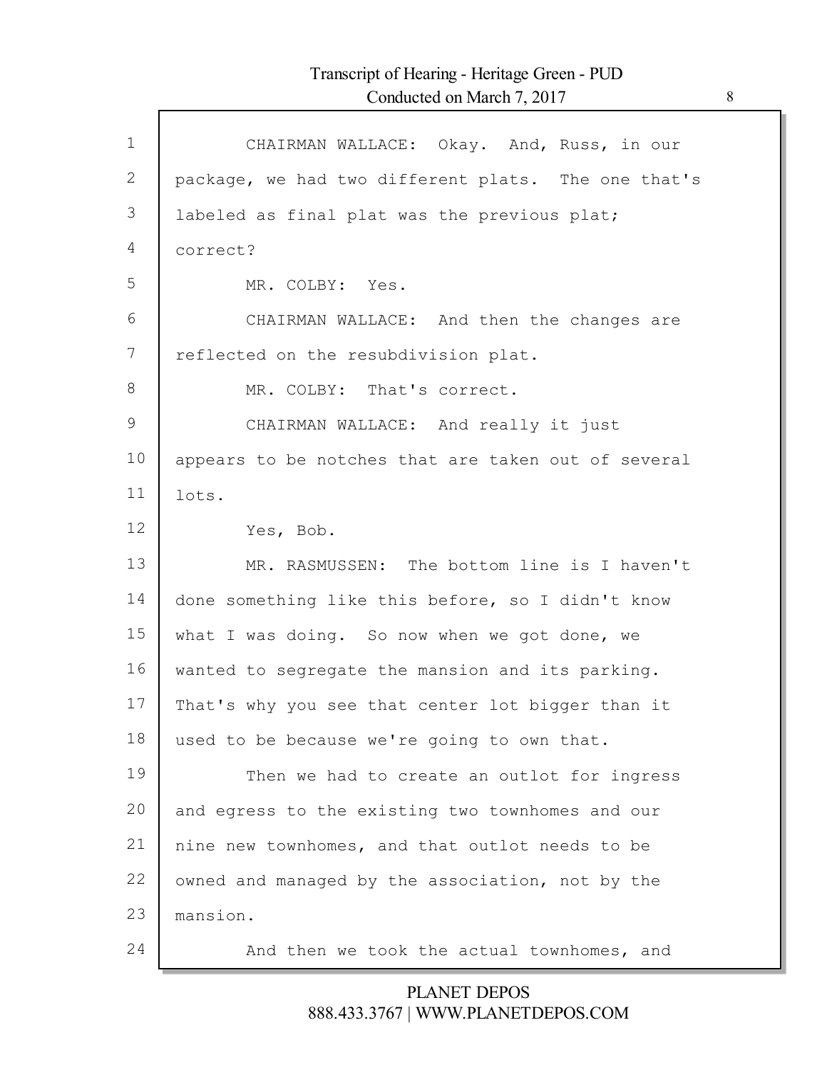CHAIRMAN WALLACE: Okay. And, Russ, in our package, we had two different plats. The one that's labeled as final plat was the previous plat; correct?

MR. COLBY: Yes.

CHAIRMAN WALLACE: And then the changes are reflected on the resubdivision plat.

MR. COLBY: That's correct.

CHAIRMAN WALLACE: And really it just appears to be notches that are taken out of several lots.

Yes, Bob.

MR. RASMUSSEN: The bottom line is I haven't done something like this before, so I didn't know what I was doing. So now when we got done, we wanted to segregate the mansion and its parking. That's why you see that center lot bigger than it used to be because we're going to own that.

Then we had to create an outlot for ingress and egress to the existing two townhomes and our nine new townhomes, and that outlot needs to be owned and managed by the association, not by the mansion.

And then we took the actual townhomes, and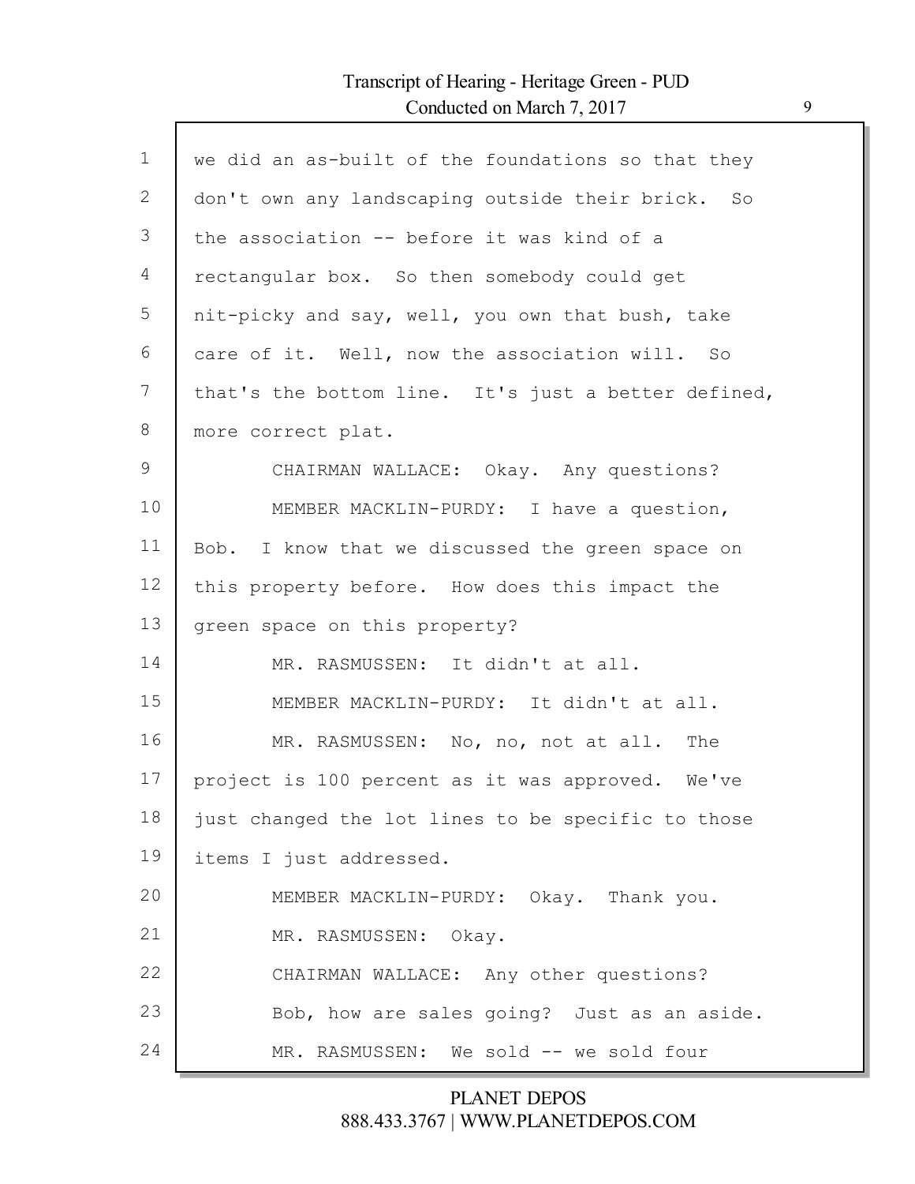we did an as-built of the foundations so that they don't own any landscaping outside their brick. So the association -- before it was kind of a rectangular box. So then somebody could get nit-picky and say, well, you own that bush, take care of it. Well, now the association will. So that's the bottom line. It's just a better defined, more correct plat.

CHAIRMAN WALLACE: Okay. Any questions?

MEMBER MACKLIN-PURDY: I have a question, Bob. I know that we discussed the green space on this property before. How does this impact the green space on this property?

MR. RASMUSSEN: It didn't at all.

MEMBER MACKLIN-PURDY: It didn't at all.

MR. RASMUSSEN: No, no, not at all. The project is 100 percent as it was approved. We've just changed the lot lines to be specific to those items I just addressed.

MEMBER MACKLIN-PURDY: Okay. Thank you.

MR. RASMUSSEN: Okay.

CHAIRMAN WALLACE: Any other questions? Bob, how are sales going? Just as an aside.

MR. RASMUSSEN: We sold -- we sold four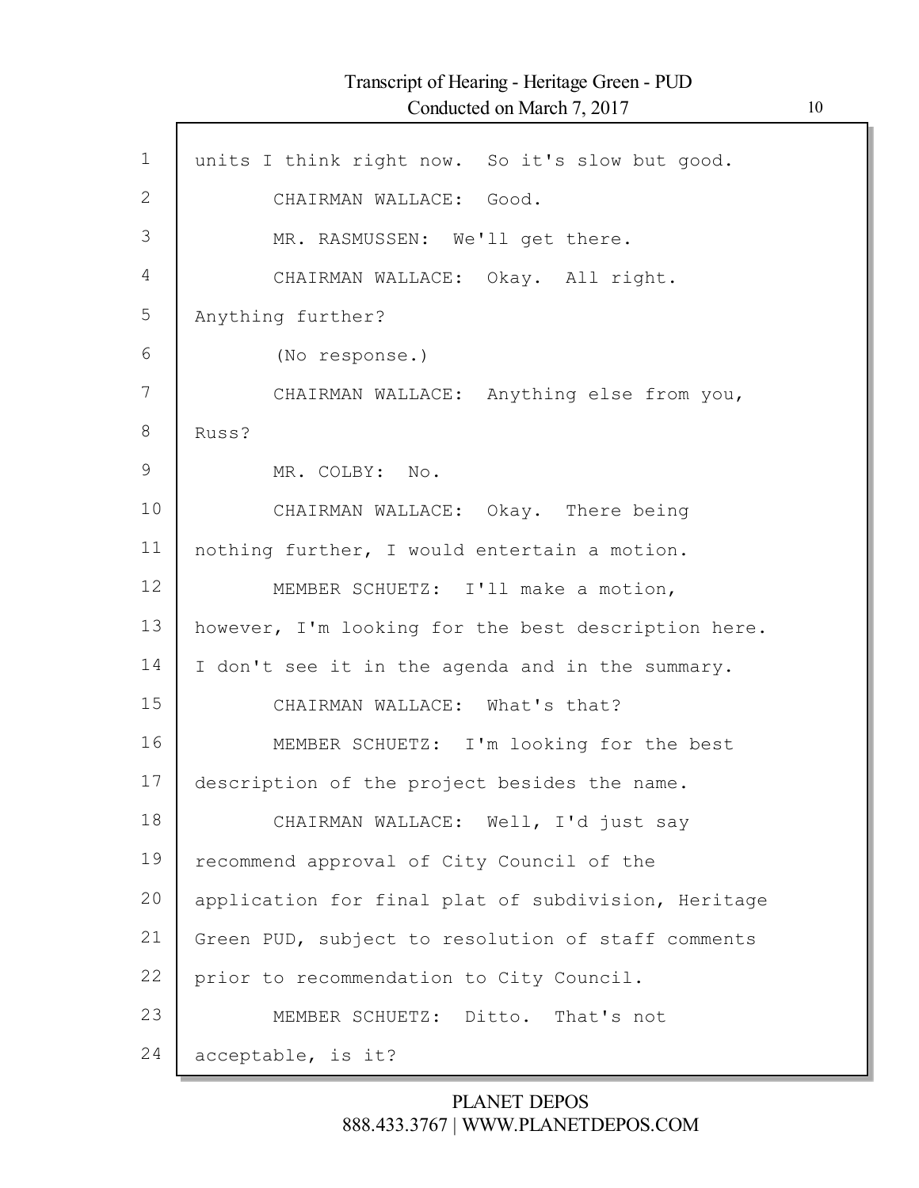units I think right now. So it's slow but good.

CHAIRMAN WALLACE: Good.

MR. RASMUSSEN: We'll get there.

CHAIRMAN WALLACE: Okay. All right. Anything further?

(No response.)

CHAIRMAN WALLACE: Anything else from you, Russ?

MR. COLBY: No.

CHAIRMAN WALLACE: Okay. There being nothing further, I would entertain a motion.

MEMBER SCHUETZ: I'll make a motion, however, I'm looking for the best description here. I don't see it in the agenda and in the summary.

CHAIRMAN WALLACE: What's that?

MEMBER SCHUETZ: I'm looking for the best description of the project besides the name.

CHAIRMAN WALLACE: Well, I'd just say recommend approval of City Council of the application for final plat of subdivision, Heritage Green PUD, subject to resolution of staff comments prior to recommendation to City Council.

MEMBER SCHUETZ: Ditto. That's not acceptable, is it?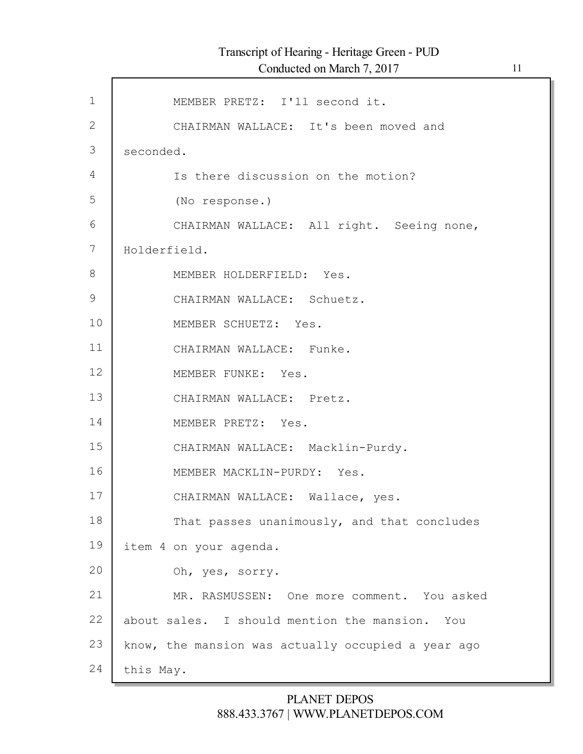MEMBER PRETZ: I'll second it.

CHAIRMAN WALLACE: It's been moved and seconded.

Is there discussion on the motion?

(No response.)

CHAIRMAN WALLACE: All right. Seeing none, Holderfield.

MEMBER HOLDERFIELD: Yes.

CHAIRMAN WALLACE: Schuetz.

MEMBER SCHUETZ: Yes.

CHAIRMAN WALLACE: Funke.

MEMBER FUNKE: Yes.

CHAIRMAN WALLACE: Pretz.

MEMBER PRETZ: Yes.

CHAIRMAN WALLACE: Macklin-Purdy.

MEMBER MACKLIN-PURDY: Yes.

CHAIRMAN WALLACE: Wallace, yes.

That passes unanimously, and that concludes item 4 on your agenda.

Oh, yes, sorry.

MR. RASMUSSEN: One more comment. You asked about sales. I should mention the mansion. You know, the mansion was actually occupied a year ago this May.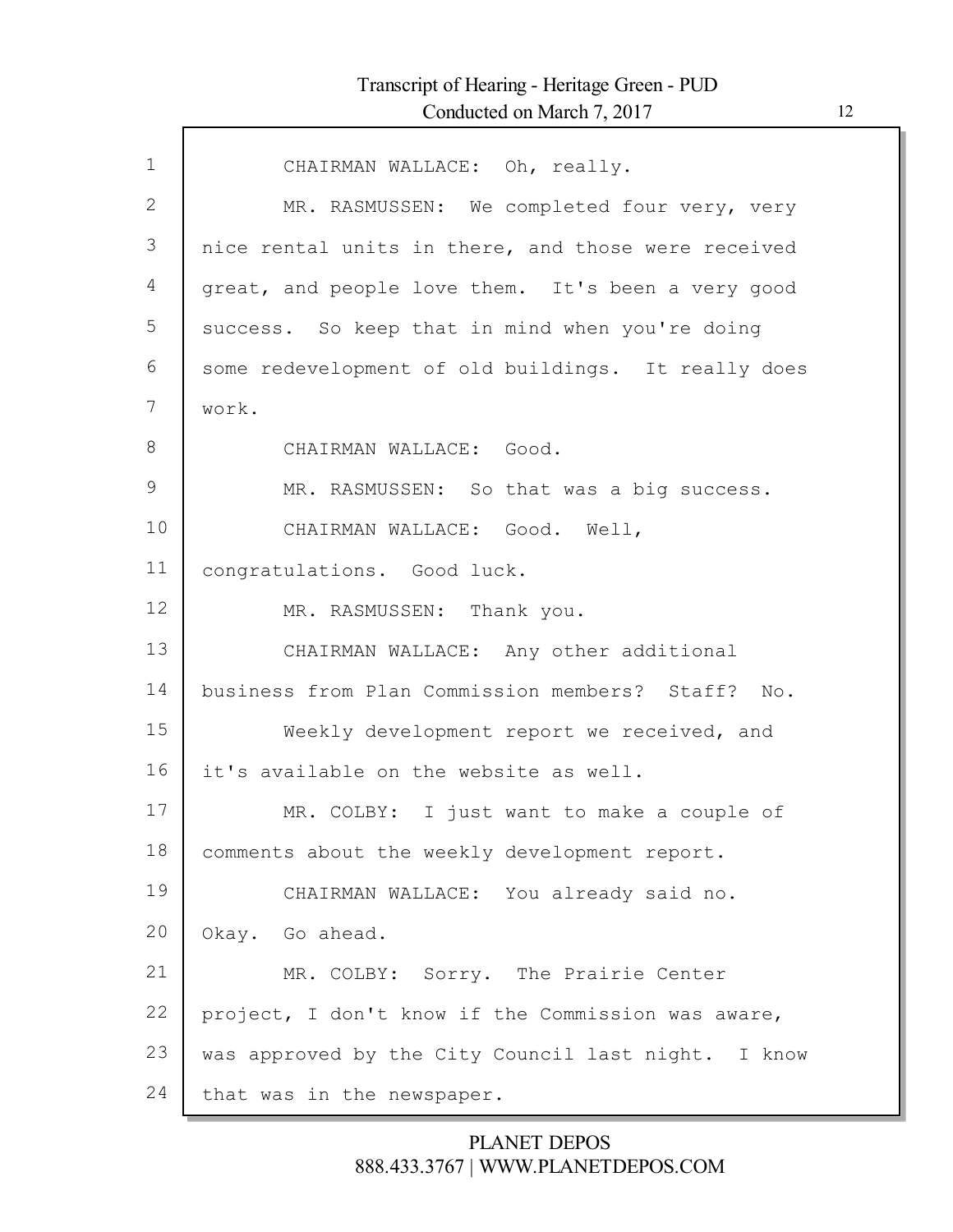CHAIRMAN WALLACE: Oh, really.

MR. RASMUSSEN: We completed four very, very nice rental units in there, and those were received great, and people love them. It's been a very good success. So keep that in mind when you're doing some redevelopment of old buildings. It really does work.

CHAIRMAN WALLACE: Good.

MR. RASMUSSEN: So that was a big success.

CHAIRMAN WALLACE: Good. Well, congratulations. Good luck.

MR. RASMUSSEN: Thank you.

CHAIRMAN WALLACE: Any other additional business from Plan Commission members? Staff? No.

Weekly development report we received, and it's available on the website as well.

MR. COLBY: I just want to make a couple of comments about the weekly development report.

CHAIRMAN WALLACE: You already said no. Okay. Go ahead.

MR. COLBY: Sorry. The Prairie Center project, I don't know if the Commission was aware, was approved by the City Council last night. I know that was in the newspaper.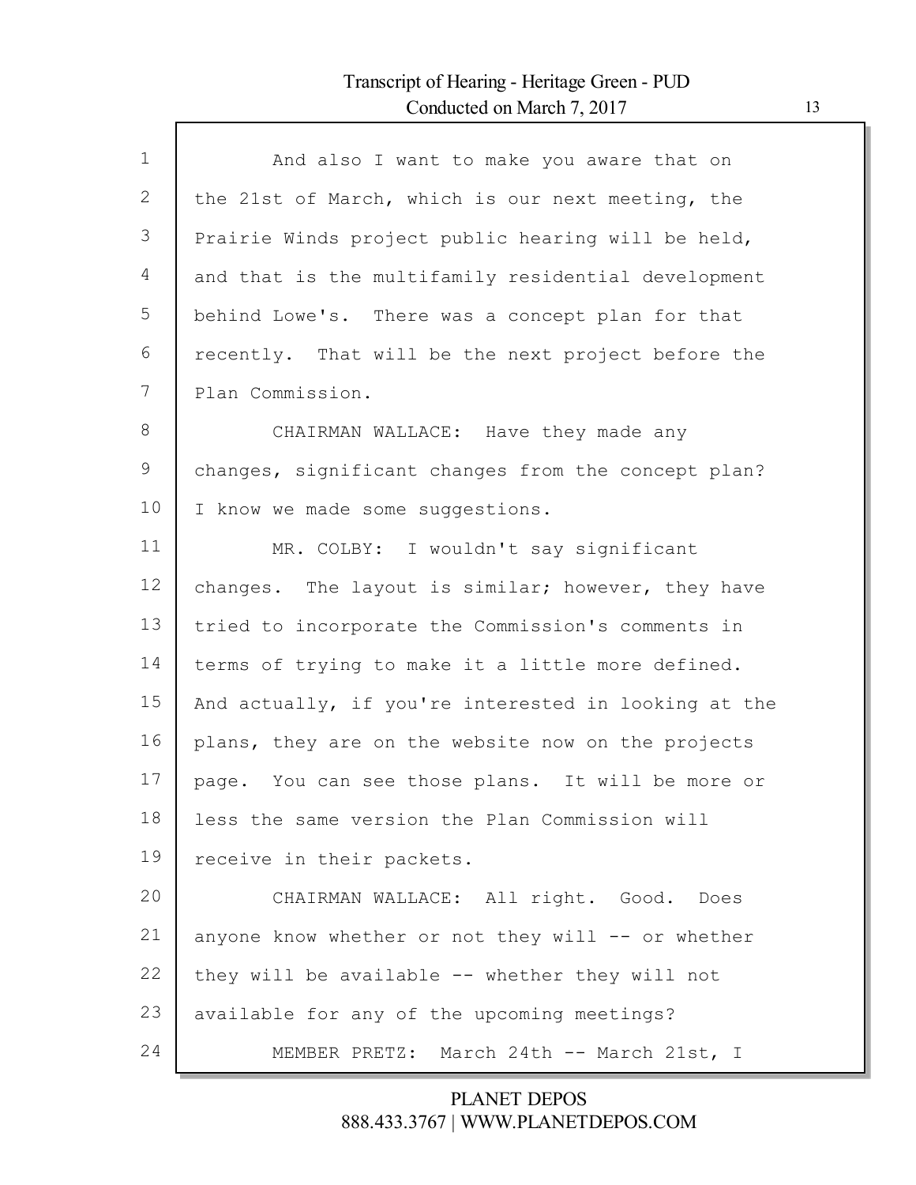And also I want to make you aware that on the 21st of March, which is our next meeting, the Prairie Winds project public hearing will be held, and that is the multifamily residential development behind Lowe's. There was a concept plan for that recently. That will be the next project before the Plan Commission.

CHAIRMAN WALLACE: Have they made any changes, significant changes from the concept plan? I know we made some suggestions.

MR. COLBY: I wouldn't say significant changes. The layout is similar; however, they have tried to incorporate the Commission's comments in terms of trying to make it a little more defined. And actually, if you're interested in looking at the plans, they are on the website now on the projects page. You can see those plans. It will be more or less the same version the Plan Commission will receive in their packets.

CHAIRMAN WALLACE: All right. Good. Does anyone know whether or not they will -- or whether they will be available -- whether they will not available for any of the upcoming meetings?

MEMBER PRETZ: March 24th -- March 21st, I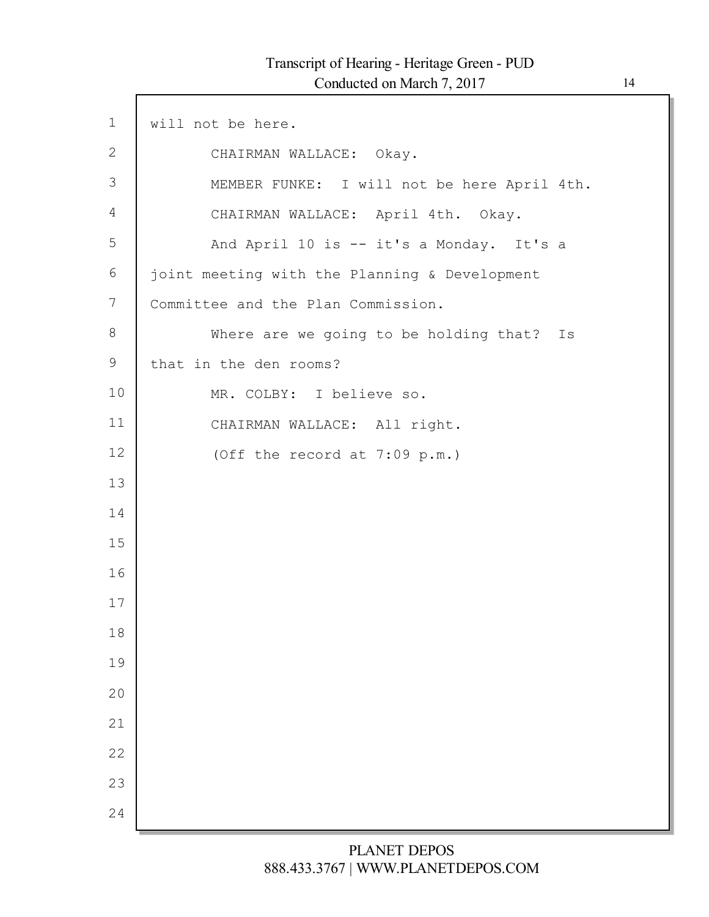will not be here.

CHAIRMAN WALLACE: Okay.

MEMBER FUNKE: I will not be here April 4th.

CHAIRMAN WALLACE: April 4th. Okay.

And April 10 is -- it's a Monday. It's a joint meeting with the Planning & Development Committee and the Plan Commission.

Where are we going to be holding that? Is that in the den rooms?

MR. COLBY: I believe so.

CHAIRMAN WALLACE: All right.

(Off the record at 7:09 p.m.)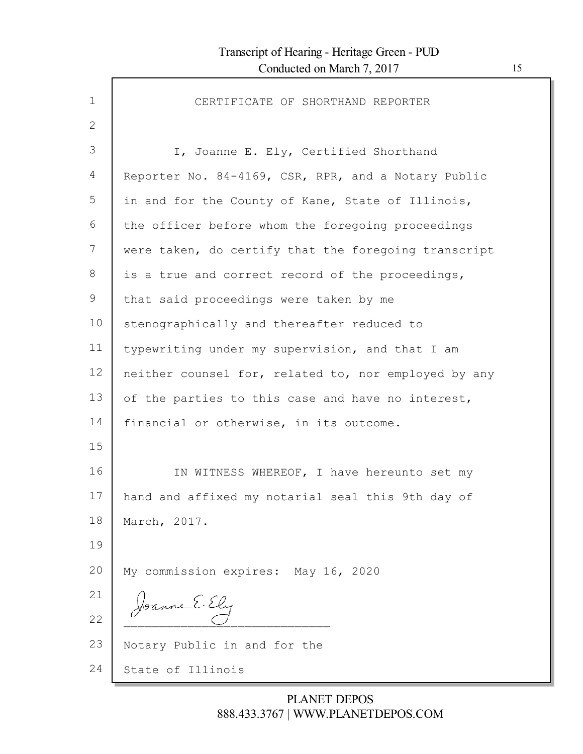# CERTIFICATE OF SHORTHAND REPORTER

I, Joanne E. Ely, Certified Shorthand Reporter No. 84-4169, CSR, RPR, and a Notary Public in and for the County of Kane, State of Illinois, the officer before whom the foregoing proceedings were taken, do certify that the foregoing transcript is a true and correct record of the proceedings, that said proceedings were taken by me stenographically and thereafter reduced to typewriting under my supervision, and that I am neither counsel for, related to, nor employed by any of the parties to this case and have no interest, financial or otherwise, in its outcome.

IN WITNESS WHEREOF, I have hereunto set my hand and affixed my notarial seal this 9th day of March, 2017.

My commission expires: May 16, 2020

Joanne E. Ely

\_\_\_\_\_\_\_\_\_\_\_\_\_\_\_\_\_\_\_\_\_\_\_\_\_\_\_\_\_\_

Notary Public in and for the
State of Illinois